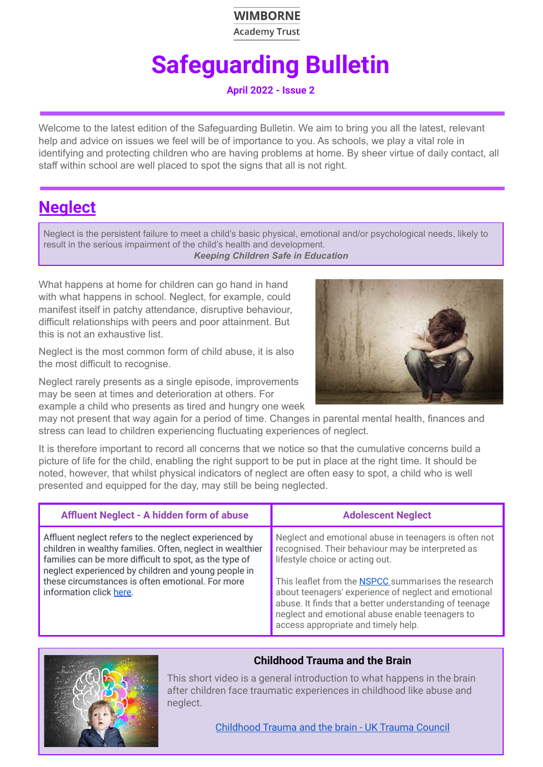WIMBORNE
Academy Trust

# Safeguarding Bulletin

**April 2022 - Issue 2**

Welcome to the latest edition of the Safeguarding Bulletin. We aim to bring you all the latest, relevant help and advice on issues we feel will be of importance to you. As schools, we play a vital role in identifying and protecting children who are having problems at home. By sheer virtue of daily contact, all staff within school are well placed to spot the signs that all is not right.

## Neglect

Neglect is the persistent failure to meet a child's basic physical, emotional and/or psychological needs, likely to result in the serious impairment of the child's health and development.

***Keeping Children Safe in Education***

What happens at home for children can go hand in hand with what happens in school. Neglect, for example, could manifest itself in patchy attendance, disruptive behaviour, difficult relationships with peers and poor attainment. But this is not an exhaustive list.

Neglect is the most common form of child abuse, it is also the most difficult to recognise.

Neglect rarely presents as a single episode, improvements may be seen at times and deterioration at others. For example a child who presents as tired and hungry one week may not present that way again for a period of time. Changes in parental mental health, finances and stress can lead to children experiencing fluctuating experiences of neglect.

It is therefore important to record all concerns that we notice so that the cumulative concerns build a picture of life for the child, enabling the right support to be put in place at the right time. It should be noted, however, that whilst physical indicators of neglect are often easy to spot, a child who is well presented and equipped for the day, may still be being neglected.

| Affluent Neglect - A hidden form of abuse | Adolescent Neglect |
|---|---|
| Affluent neglect refers to the neglect experienced by children in wealthy families. Often, neglect in wealthier families can be more difficult to spot, as the type of neglect experienced by children and young people in these circumstances is often emotional. For more information click here. | Neglect and emotional abuse in teenagers is often not recognised. Their behaviour may be interpreted as lifestyle choice or acting out.<br><br>This leaflet from the NSPCC summarises the research about teenagers' experience of neglect and emotional abuse. It finds that a better understanding of teenage neglect and emotional abuse enable teenagers to access appropriate and timely help. |

### Childhood Trauma and the Brain

This short video is a general introduction to what happens in the brain after children face traumatic experiences in childhood like abuse and neglect.

Childhood Trauma and the brain - UK Trauma Council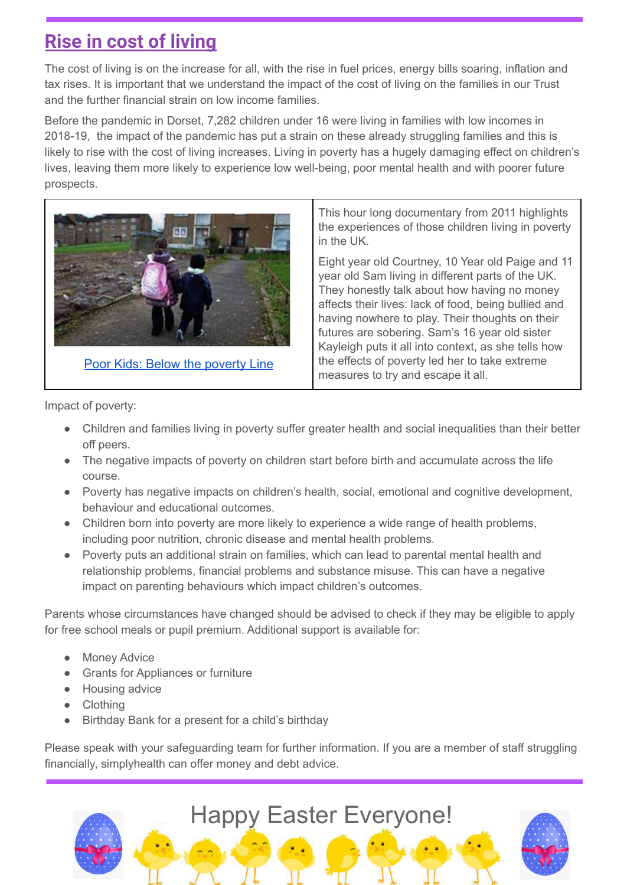## Rise in cost of living

The cost of living is on the increase for all, with the rise in fuel prices, energy bills soaring, inflation and tax rises. It is important that we understand the impact of the cost of living on the families in our Trust and the further financial strain on low income families.

Before the pandemic in Dorset, 7,282 children under 16 were living in families with low incomes in 2018-19, the impact of the pandemic has put a strain on these already struggling families and this is likely to rise with the cost of living increases. Living in poverty has a hugely damaging effect on children's lives, leaving them more likely to experience low well-being, poor mental health and with poorer future prospects.

| | |
|---|---|
| Poor Kids: Below the poverty Line | This hour long documentary from 2011 highlights the experiences of those children living in poverty in the UK. Eight year old Courtney, 10 Year old Paige and 11 year old Sam living in different parts of the UK. They honestly talk about how having no money affects their lives: lack of food, being bullied and having nowhere to play. Their thoughts on their futures are sobering. Sam's 16 year old sister Kayleigh puts it all into context, as she tells how the effects of poverty led her to take extreme measures to try and escape it all. |

Impact of poverty:

- Children and families living in poverty suffer greater health and social inequalities than their better off peers.
- The negative impacts of poverty on children start before birth and accumulate across the life course.
- Poverty has negative impacts on children's health, social, emotional and cognitive development, behaviour and educational outcomes.
- Children born into poverty are more likely to experience a wide range of health problems, including poor nutrition, chronic disease and mental health problems.
- Poverty puts an additional strain on families, which can lead to parental mental health and relationship problems, financial problems and substance misuse. This can have a negative impact on parenting behaviours which impact children's outcomes.

Parents whose circumstances have changed should be advised to check if they may be eligible to apply for free school meals or pupil premium. Additional support is available for:

- Money Advice
- Grants for Appliances or furniture
- Housing advice
- Clothing
- Birthday Bank for a present for a child's birthday

Please speak with your safeguarding team for further information. If you are a member of staff struggling financially, simplyhealth can offer money and debt advice.

Happy Easter Everyone!